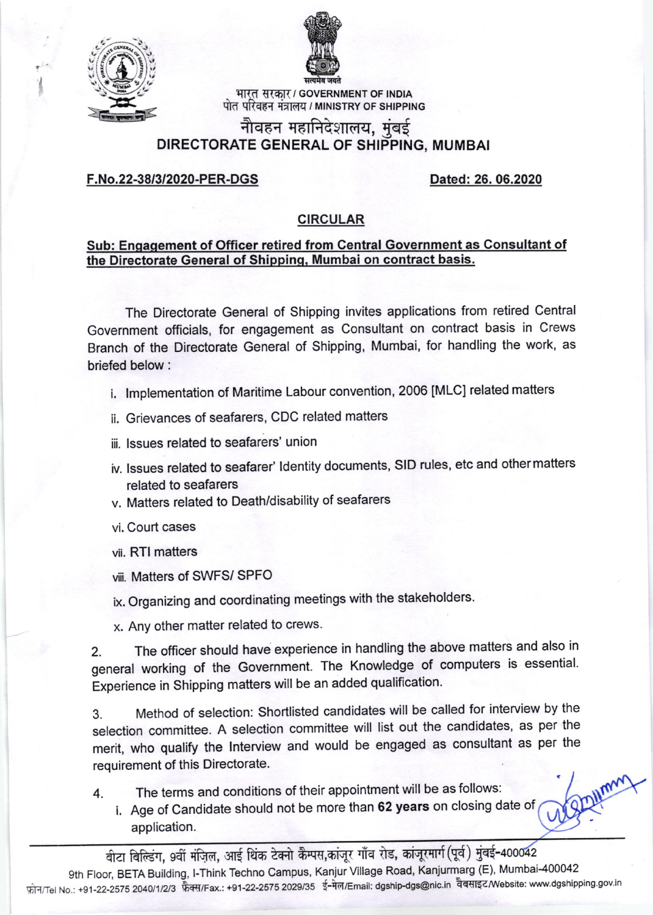भारत सरकार / GOVERNMENT OF INDIA
पोत परिवहन मंत्रालय / MINISTRY OF SHIPPING

# नौवहन महानिदेशालय, मुंबई
# DIRECTORATE GENERAL OF SHIPPING, MUMBAI

**F.No.22-38/3/2020-PER-DGS** **Dated: 26. 06.2020**

## CIRCULAR

**Sub: Engagement of Officer retired from Central Government as Consultant of the Directorate General of Shipping, Mumbai on contract basis.**

The Directorate General of Shipping invites applications from retired Central Government officials, for engagement as Consultant on contract basis in Crews Branch of the Directorate General of Shipping, Mumbai, for handling the work, as briefed below :

i. Implementation of Maritime Labour convention, 2006 [MLC] related matters

ii. Grievances of seafarers, CDC related matters

iii. Issues related to seafarers' union

iv. Issues related to seafarer' Identity documents, SID rules, etc and other matters related to seafarers

v. Matters related to Death/disability of seafarers

vi. Court cases

vii. RTI matters

viii. Matters of SWFS/ SPFO

ix. Organizing and coordinating meetings with the stakeholders.

x. Any other matter related to crews.

2. The officer should have experience in handling the above matters and also in general working of the Government. The Knowledge of computers is essential. Experience in Shipping matters will be an added qualification.

3. Method of selection: Shortlisted candidates will be called for interview by the selection committee. A selection committee will list out the candidates, as per the merit, who qualify the Interview and would be engaged as consultant as per the requirement of this Directorate.

4. The terms and conditions of their appointment will be as follows:

i. Age of Candidate should not be more than **62 years** on closing date of application.

बीटा बिल्डिंग, 9वीं मंज़िल, आई थिंक टेक्नो कैम्पस, कांजूर गाँव रोड, कांजूरमार्ग (पूर्व) मुंबई-400042
9th Floor, BETA Building, I-Think Techno Campus, Kanjur Village Road, Kanjurmarg (E), Mumbai-400042
फ़ोन/Tel No.: +91-22-2575 2040/1/2/3 फ़ैक्स/Fax.: +91-22-2575 2029/35 ई-मेल/Email: dgship-dgs@nic.in वैबसाइट/Website: www.dgshipping.gov.in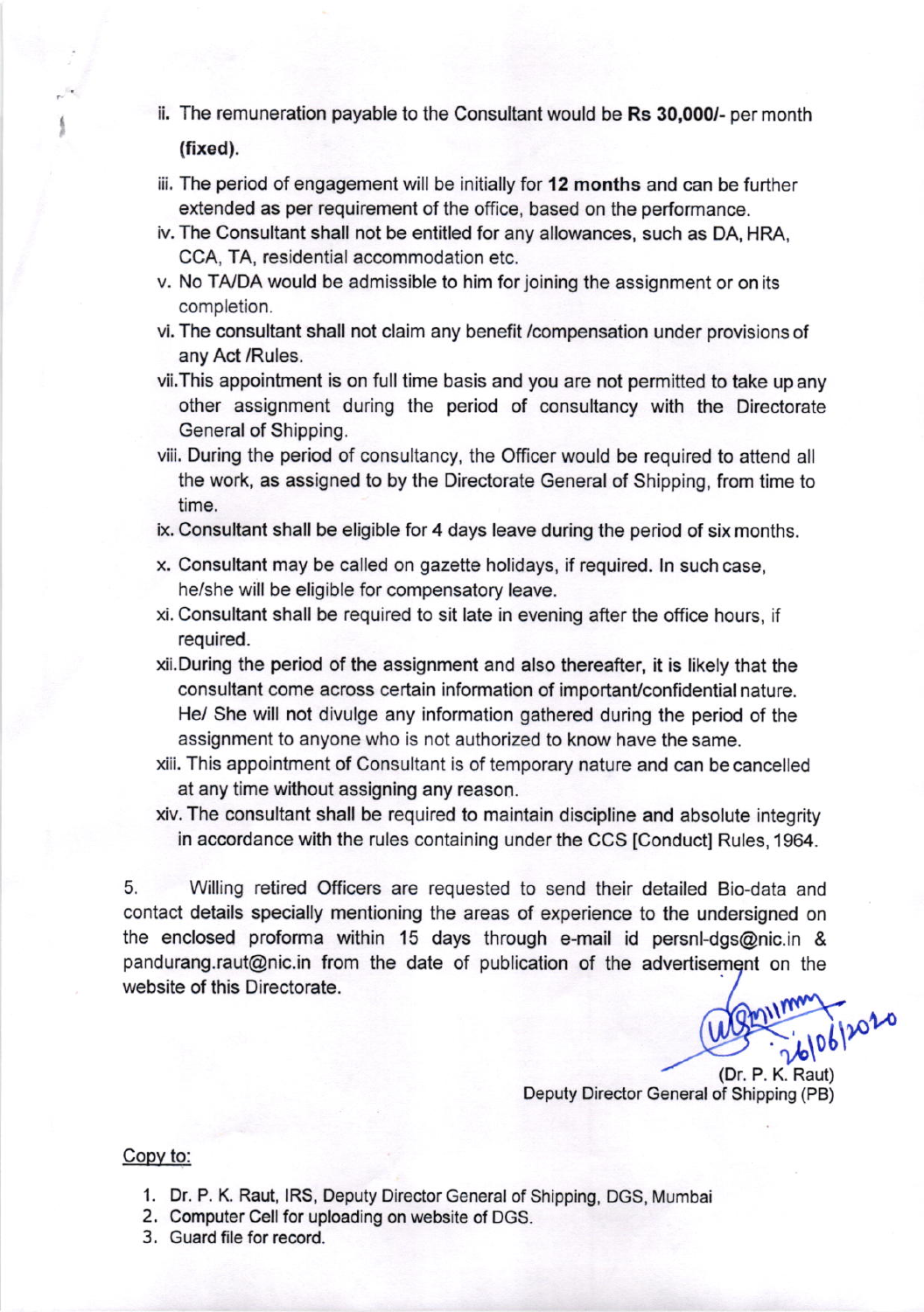ii. The remuneration payable to the Consultant would be **Rs 30,000/-** per month **(fixed).**

iii. The period of engagement will be initially for **12 months** and can be further extended as per requirement of the office, based on the performance.

iv. The Consultant shall not be entitled for any allowances, such as DA, HRA, CCA, TA, residential accommodation etc.

v. No TA/DA would be admissible to him for joining the assignment or on its completion.

vi. The consultant shall not claim any benefit /compensation under provisions of any Act /Rules.

vii. This appointment is on full time basis and you are not permitted to take up any other assignment during the period of consultancy with the Directorate General of Shipping.

viii. During the period of consultancy, the Officer would be required to attend all the work, as assigned to by the Directorate General of Shipping, from time to time.

ix. Consultant shall be eligible for 4 days leave during the period of six months.

x. Consultant may be called on gazette holidays, if required. In such case, he/she will be eligible for compensatory leave.

xi. Consultant shall be required to sit late in evening after the office hours, if required.

xii. During the period of the assignment and also thereafter, it is likely that the consultant come across certain information of important/confidential nature. He/ She will not divulge any information gathered during the period of the assignment to anyone who is not authorized to know have the same.

xiii. This appointment of Consultant is of temporary nature and can be cancelled at any time without assigning any reason.

xiv. The consultant shall be required to maintain discipline and absolute integrity in accordance with the rules containing under the CCS [Conduct] Rules, 1964.

5. Willing retired Officers are requested to send their detailed Bio-data and contact details specially mentioning the areas of experience to the undersigned on the enclosed proforma within 15 days through e-mail id persnl-dgs@nic.in & pandurang.raut@nic.in from the date of publication of the advertisement on the website of this Directorate.

26/06/2020

(Dr. P. K. Raut)
Deputy Director General of Shipping (PB)

Copy to:

1. Dr. P. K. Raut, IRS, Deputy Director General of Shipping, DGS, Mumbai
2. Computer Cell for uploading on website of DGS.
3. Guard file for record.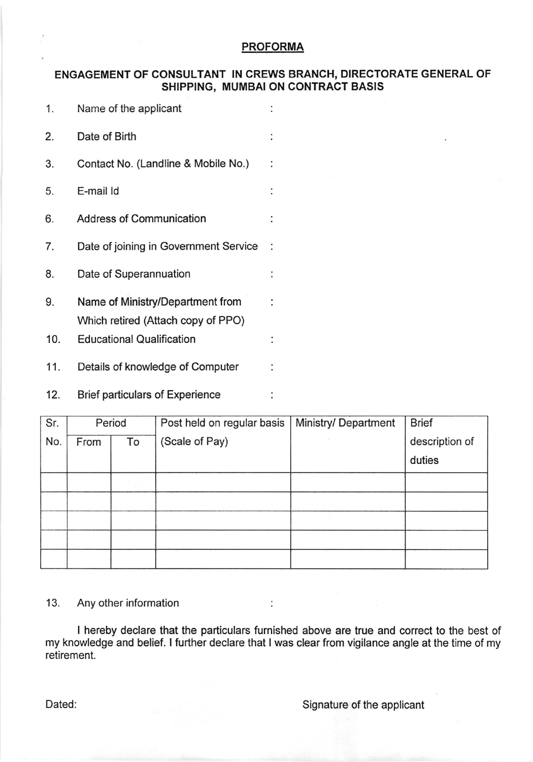## PROFORMA

### ENGAGEMENT OF CONSULTANT IN CREWS BRANCH, DIRECTORATE GENERAL OF SHIPPING, MUMBAI ON CONTRACT BASIS

1. Name of the applicant :
2. Date of Birth :
3. Contact No. (Landline & Mobile No.) :
5. E-mail Id :
6. Address of Communication :
7. Date of joining in Government Service :
8. Date of Superannuation :
9. Name of Ministry/Department from Which retired (Attach copy of PPO) :
10. Educational Qualification :
11. Details of knowledge of Computer :
12. Brief particulars of Experience :

| Sr. No. | Period | | Post held on regular basis (Scale of Pay) | Ministry/ Department | Brief description of duties |
|---|---|---|---|---|---|
| | From | To | | | |
| | | | | | |
| | | | | | |
| | | | | | |
| | | | | | |
| | | | | | |

13. Any other information :

I hereby declare that the particulars furnished above are true and correct to the best of my knowledge and belief. I further declare that I was clear from vigilance angle at the time of my retirement.

Dated: Signature of the applicant